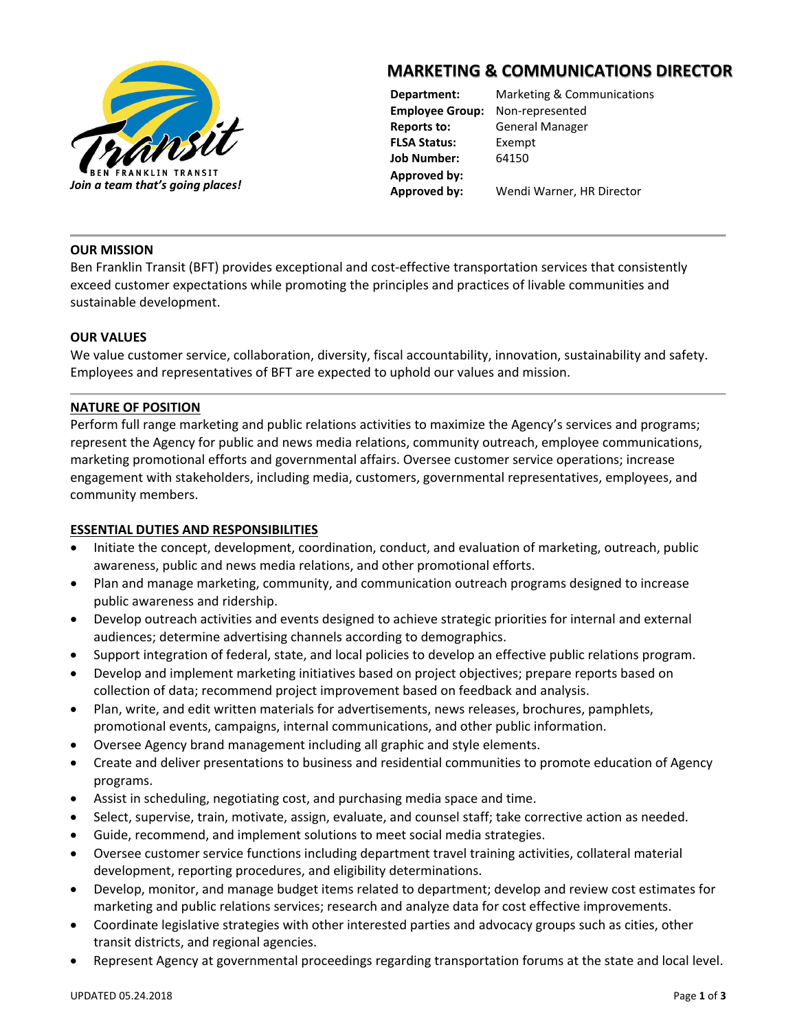Ben Franklin Transit

*Join a team that's going places!*

# MARKETING & COMMUNICATIONS DIRECTOR

**Department:** Marketing & Communications
**Employee Group:** Non-represented
**Reports to:** General Manager
**FLSA Status:** Exempt
**Job Number:** 64150
**Approved by:**
**Approved by:** Wendi Warner, HR Director

---

## OUR MISSION

Ben Franklin Transit (BFT) provides exceptional and cost-effective transportation services that consistently exceed customer expectations while promoting the principles and practices of livable communities and sustainable development.

## OUR VALUES

We value customer service, collaboration, diversity, fiscal accountability, innovation, sustainability and safety. Employees and representatives of BFT are expected to uphold our values and mission.

---

## NATURE OF POSITION

Perform full range marketing and public relations activities to maximize the Agency's services and programs; represent the Agency for public and news media relations, community outreach, employee communications, marketing promotional efforts and governmental affairs. Oversee customer service operations; increase engagement with stakeholders, including media, customers, governmental representatives, employees, and community members.

## ESSENTIAL DUTIES AND RESPONSIBILITIES

- Initiate the concept, development, coordination, conduct, and evaluation of marketing, outreach, public awareness, public and news media relations, and other promotional efforts.
- Plan and manage marketing, community, and communication outreach programs designed to increase public awareness and ridership.
- Develop outreach activities and events designed to achieve strategic priorities for internal and external audiences; determine advertising channels according to demographics.
- Support integration of federal, state, and local policies to develop an effective public relations program.
- Develop and implement marketing initiatives based on project objectives; prepare reports based on collection of data; recommend project improvement based on feedback and analysis.
- Plan, write, and edit written materials for advertisements, news releases, brochures, pamphlets, promotional events, campaigns, internal communications, and other public information.
- Oversee Agency brand management including all graphic and style elements.
- Create and deliver presentations to business and residential communities to promote education of Agency programs.
- Assist in scheduling, negotiating cost, and purchasing media space and time.
- Select, supervise, train, motivate, assign, evaluate, and counsel staff; take corrective action as needed.
- Guide, recommend, and implement solutions to meet social media strategies.
- Oversee customer service functions including department travel training activities, collateral material development, reporting procedures, and eligibility determinations.
- Develop, monitor, and manage budget items related to department; develop and review cost estimates for marketing and public relations services; research and analyze data for cost effective improvements.
- Coordinate legislative strategies with other interested parties and advocacy groups such as cities, other transit districts, and regional agencies.
- Represent Agency at governmental proceedings regarding transportation forums at the state and local level.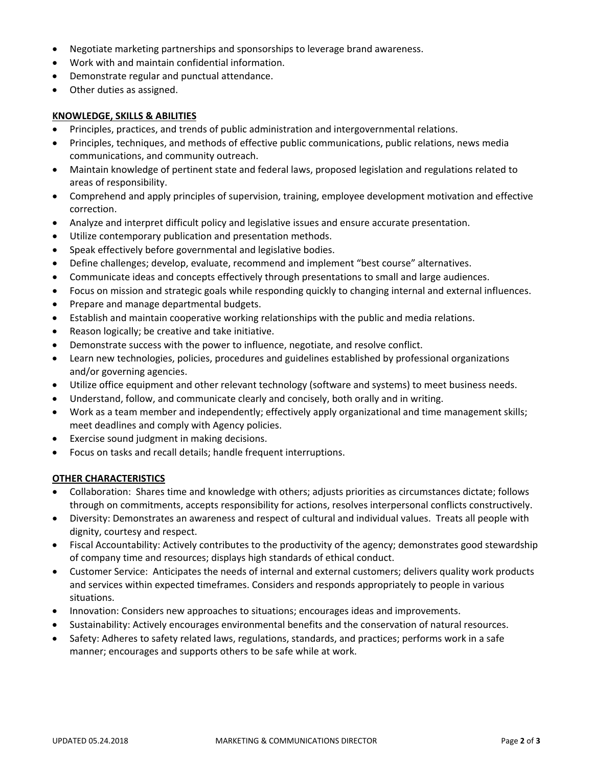- Negotiate marketing partnerships and sponsorships to leverage brand awareness.
- Work with and maintain confidential information.
- Demonstrate regular and punctual attendance.
- Other duties as assigned.

## KNOWLEDGE, SKILLS & ABILITIES

- Principles, practices, and trends of public administration and intergovernmental relations.
- Principles, techniques, and methods of effective public communications, public relations, news media communications, and community outreach.
- Maintain knowledge of pertinent state and federal laws, proposed legislation and regulations related to areas of responsibility.
- Comprehend and apply principles of supervision, training, employee development motivation and effective correction.
- Analyze and interpret difficult policy and legislative issues and ensure accurate presentation.
- Utilize contemporary publication and presentation methods.
- Speak effectively before governmental and legislative bodies.
- Define challenges; develop, evaluate, recommend and implement "best course" alternatives.
- Communicate ideas and concepts effectively through presentations to small and large audiences.
- Focus on mission and strategic goals while responding quickly to changing internal and external influences.
- Prepare and manage departmental budgets.
- Establish and maintain cooperative working relationships with the public and media relations.
- Reason logically; be creative and take initiative.
- Demonstrate success with the power to influence, negotiate, and resolve conflict.
- Learn new technologies, policies, procedures and guidelines established by professional organizations and/or governing agencies.
- Utilize office equipment and other relevant technology (software and systems) to meet business needs.
- Understand, follow, and communicate clearly and concisely, both orally and in writing.
- Work as a team member and independently; effectively apply organizational and time management skills; meet deadlines and comply with Agency policies.
- Exercise sound judgment in making decisions.
- Focus on tasks and recall details; handle frequent interruptions.

## OTHER CHARACTERISTICS

- Collaboration: Shares time and knowledge with others; adjusts priorities as circumstances dictate; follows through on commitments, accepts responsibility for actions, resolves interpersonal conflicts constructively.
- Diversity: Demonstrates an awareness and respect of cultural and individual values. Treats all people with dignity, courtesy and respect.
- Fiscal Accountability: Actively contributes to the productivity of the agency; demonstrates good stewardship of company time and resources; displays high standards of ethical conduct.
- Customer Service: Anticipates the needs of internal and external customers; delivers quality work products and services within expected timeframes. Considers and responds appropriately to people in various situations.
- Innovation: Considers new approaches to situations; encourages ideas and improvements.
- Sustainability: Actively encourages environmental benefits and the conservation of natural resources.
- Safety: Adheres to safety related laws, regulations, standards, and practices; performs work in a safe manner; encourages and supports others to be safe while at work.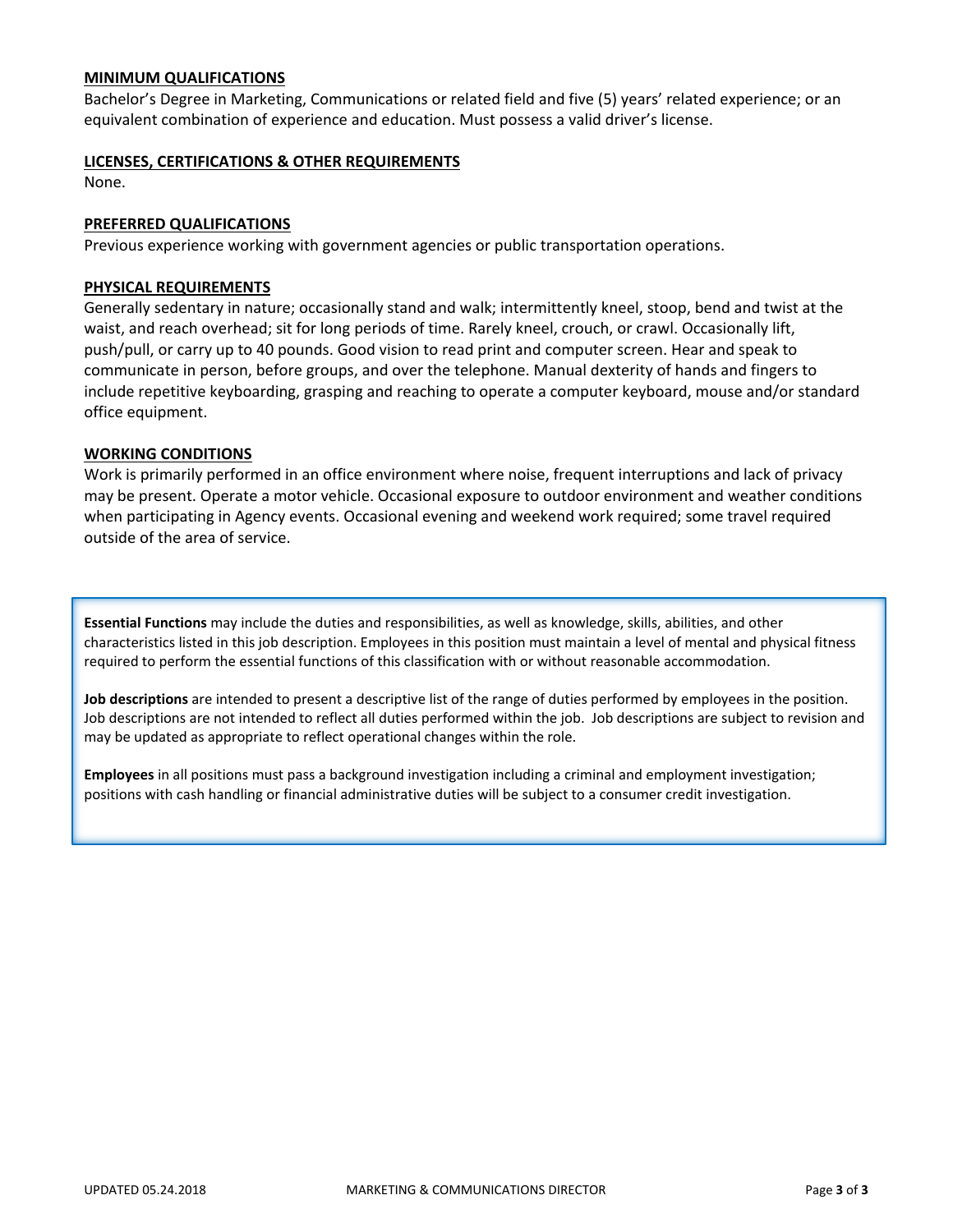## MINIMUM QUALIFICATIONS

Bachelor's Degree in Marketing, Communications or related field and five (5) years' related experience; or an equivalent combination of experience and education. Must possess a valid driver's license.

## LICENSES, CERTIFICATIONS & OTHER REQUIREMENTS

None.

## PREFERRED QUALIFICATIONS

Previous experience working with government agencies or public transportation operations.

## PHYSICAL REQUIREMENTS

Generally sedentary in nature; occasionally stand and walk; intermittently kneel, stoop, bend and twist at the waist, and reach overhead; sit for long periods of time. Rarely kneel, crouch, or crawl. Occasionally lift, push/pull, or carry up to 40 pounds. Good vision to read print and computer screen. Hear and speak to communicate in person, before groups, and over the telephone. Manual dexterity of hands and fingers to include repetitive keyboarding, grasping and reaching to operate a computer keyboard, mouse and/or standard office equipment.

## WORKING CONDITIONS

Work is primarily performed in an office environment where noise, frequent interruptions and lack of privacy may be present. Operate a motor vehicle. Occasional exposure to outdoor environment and weather conditions when participating in Agency events. Occasional evening and weekend work required; some travel required outside of the area of service.

**Essential Functions** may include the duties and responsibilities, as well as knowledge, skills, abilities, and other characteristics listed in this job description. Employees in this position must maintain a level of mental and physical fitness required to perform the essential functions of this classification with or without reasonable accommodation.

**Job descriptions** are intended to present a descriptive list of the range of duties performed by employees in the position. Job descriptions are not intended to reflect all duties performed within the job. Job descriptions are subject to revision and may be updated as appropriate to reflect operational changes within the role.

**Employees** in all positions must pass a background investigation including a criminal and employment investigation; positions with cash handling or financial administrative duties will be subject to a consumer credit investigation.